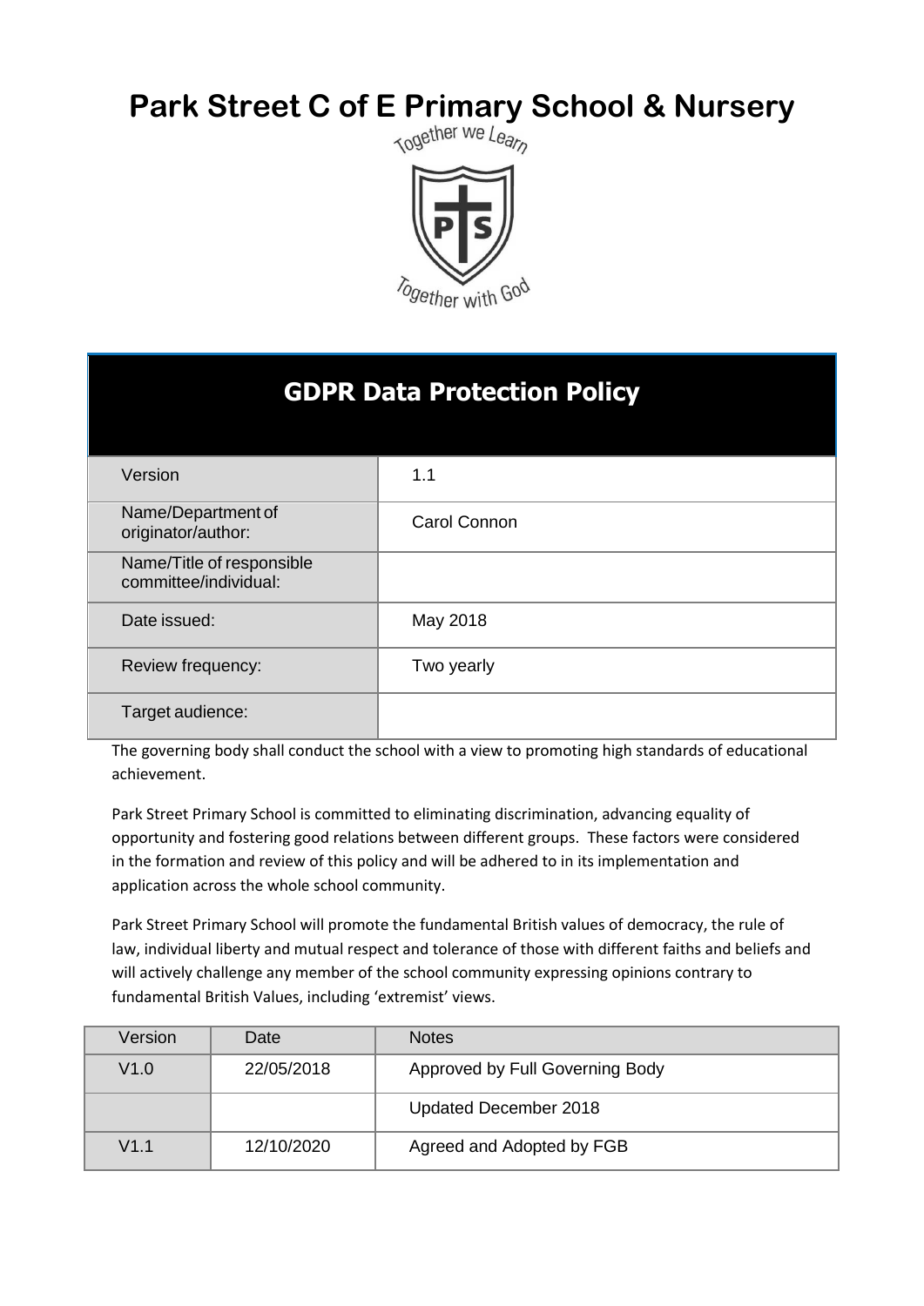# Park Street C of E Primary School & Nursery

Together we Learn

Together with God

## GDPR Data Protection Policy

| | |
|---|---|
| Version | 1.1 |
| Name/Department of originator/author: | Carol Connon |
| Name/Title of responsible committee/individual: | |
| Date issued: | May 2018 |
| Review frequency: | Two yearly |
| Target audience: | |

The governing body shall conduct the school with a view to promoting high standards of educational achievement.

Park Street Primary School is committed to eliminating discrimination, advancing equality of opportunity and fostering good relations between different groups. These factors were considered in the formation and review of this policy and will be adhered to in its implementation and application across the whole school community.

Park Street Primary School will promote the fundamental British values of democracy, the rule of law, individual liberty and mutual respect and tolerance of those with different faiths and beliefs and will actively challenge any member of the school community expressing opinions contrary to fundamental British Values, including 'extremist' views.

| Version | Date | Notes |
|---|---|---|
| V1.0 | 22/05/2018 | Approved by Full Governing Body |
| | | Updated December 2018 |
| V1.1 | 12/10/2020 | Agreed and Adopted by FGB |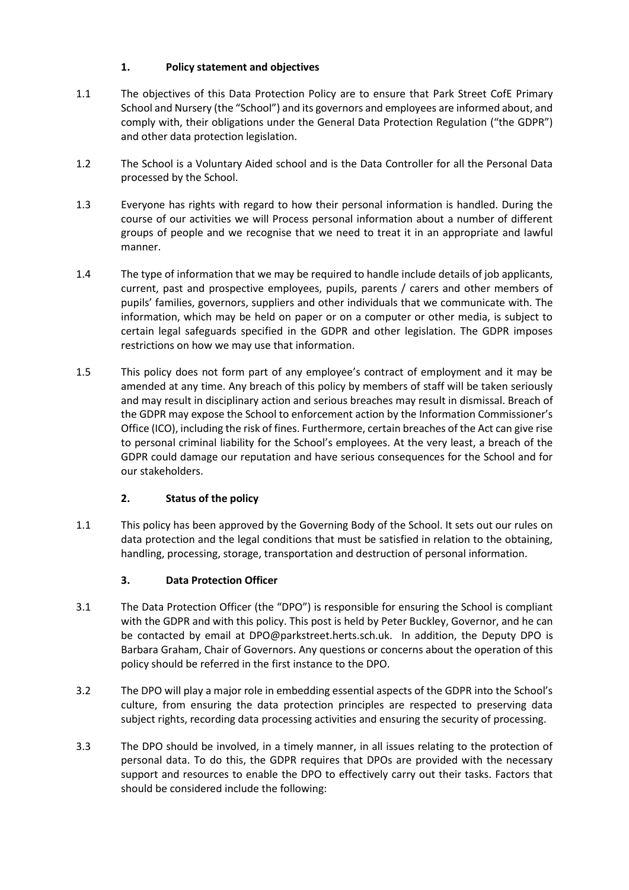## 1. Policy statement and objectives

1.1 The objectives of this Data Protection Policy are to ensure that Park Street CofE Primary School and Nursery (the "School") and its governors and employees are informed about, and comply with, their obligations under the General Data Protection Regulation ("the GDPR") and other data protection legislation.

1.2 The School is a Voluntary Aided school and is the Data Controller for all the Personal Data processed by the School.

1.3 Everyone has rights with regard to how their personal information is handled. During the course of our activities we will Process personal information about a number of different groups of people and we recognise that we need to treat it in an appropriate and lawful manner.

1.4 The type of information that we may be required to handle include details of job applicants, current, past and prospective employees, pupils, parents / carers and other members of pupils' families, governors, suppliers and other individuals that we communicate with. The information, which may be held on paper or on a computer or other media, is subject to certain legal safeguards specified in the GDPR and other legislation. The GDPR imposes restrictions on how we may use that information.

1.5 This policy does not form part of any employee's contract of employment and it may be amended at any time. Any breach of this policy by members of staff will be taken seriously and may result in disciplinary action and serious breaches may result in dismissal. Breach of the GDPR may expose the School to enforcement action by the Information Commissioner's Office (ICO), including the risk of fines. Furthermore, certain breaches of the Act can give rise to personal criminal liability for the School's employees. At the very least, a breach of the GDPR could damage our reputation and have serious consequences for the School and for our stakeholders.

## 2. Status of the policy

1.1 This policy has been approved by the Governing Body of the School. It sets out our rules on data protection and the legal conditions that must be satisfied in relation to the obtaining, handling, processing, storage, transportation and destruction of personal information.

## 3. Data Protection Officer

3.1 The Data Protection Officer (the "DPO") is responsible for ensuring the School is compliant with the GDPR and with this policy. This post is held by Peter Buckley, Governor, and he can be contacted by email at DPO@parkstreet.herts.sch.uk. In addition, the Deputy DPO is Barbara Graham, Chair of Governors. Any questions or concerns about the operation of this policy should be referred in the first instance to the DPO.

3.2 The DPO will play a major role in embedding essential aspects of the GDPR into the School's culture, from ensuring the data protection principles are respected to preserving data subject rights, recording data processing activities and ensuring the security of processing.

3.3 The DPO should be involved, in a timely manner, in all issues relating to the protection of personal data. To do this, the GDPR requires that DPOs are provided with the necessary support and resources to enable the DPO to effectively carry out their tasks. Factors that should be considered include the following: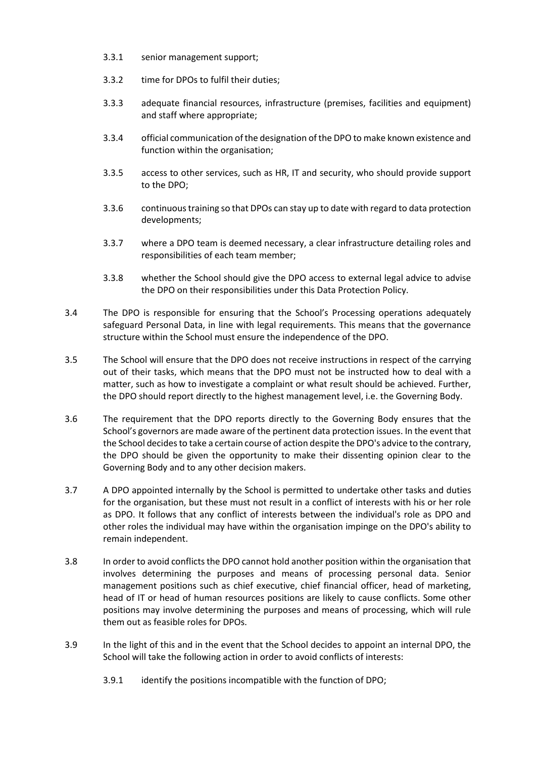3.3.1 senior management support;

3.3.2 time for DPOs to fulfil their duties;

3.3.3 adequate financial resources, infrastructure (premises, facilities and equipment) and staff where appropriate;

3.3.4 official communication of the designation of the DPO to make known existence and function within the organisation;

3.3.5 access to other services, such as HR, IT and security, who should provide support to the DPO;

3.3.6 continuous training so that DPOs can stay up to date with regard to data protection developments;

3.3.7 where a DPO team is deemed necessary, a clear infrastructure detailing roles and responsibilities of each team member;

3.3.8 whether the School should give the DPO access to external legal advice to advise the DPO on their responsibilities under this Data Protection Policy.

3.4 The DPO is responsible for ensuring that the School's Processing operations adequately safeguard Personal Data, in line with legal requirements. This means that the governance structure within the School must ensure the independence of the DPO.

3.5 The School will ensure that the DPO does not receive instructions in respect of the carrying out of their tasks, which means that the DPO must not be instructed how to deal with a matter, such as how to investigate a complaint or what result should be achieved. Further, the DPO should report directly to the highest management level, i.e. the Governing Body.

3.6 The requirement that the DPO reports directly to the Governing Body ensures that the School's governors are made aware of the pertinent data protection issues. In the event that the School decides to take a certain course of action despite the DPO's advice to the contrary, the DPO should be given the opportunity to make their dissenting opinion clear to the Governing Body and to any other decision makers.

3.7 A DPO appointed internally by the School is permitted to undertake other tasks and duties for the organisation, but these must not result in a conflict of interests with his or her role as DPO. It follows that any conflict of interests between the individual's role as DPO and other roles the individual may have within the organisation impinge on the DPO's ability to remain independent.

3.8 In order to avoid conflicts the DPO cannot hold another position within the organisation that involves determining the purposes and means of processing personal data. Senior management positions such as chief executive, chief financial officer, head of marketing, head of IT or head of human resources positions are likely to cause conflicts. Some other positions may involve determining the purposes and means of processing, which will rule them out as feasible roles for DPOs.

3.9 In the light of this and in the event that the School decides to appoint an internal DPO, the School will take the following action in order to avoid conflicts of interests:

3.9.1 identify the positions incompatible with the function of DPO;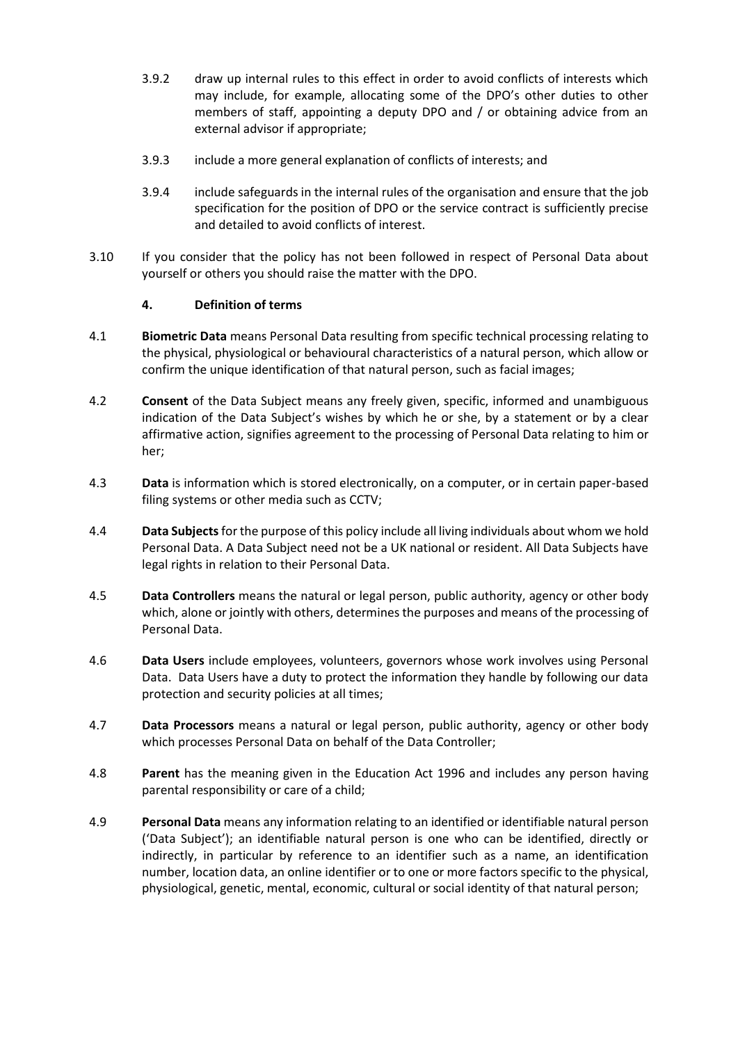3.9.2 draw up internal rules to this effect in order to avoid conflicts of interests which may include, for example, allocating some of the DPO's other duties to other members of staff, appointing a deputy DPO and / or obtaining advice from an external advisor if appropriate;

3.9.3 include a more general explanation of conflicts of interests; and

3.9.4 include safeguards in the internal rules of the organisation and ensure that the job specification for the position of DPO or the service contract is sufficiently precise and detailed to avoid conflicts of interest.

3.10 If you consider that the policy has not been followed in respect of Personal Data about yourself or others you should raise the matter with the DPO.

## 4. Definition of terms

4.1 **Biometric Data** means Personal Data resulting from specific technical processing relating to the physical, physiological or behavioural characteristics of a natural person, which allow or confirm the unique identification of that natural person, such as facial images;

4.2 **Consent** of the Data Subject means any freely given, specific, informed and unambiguous indication of the Data Subject's wishes by which he or she, by a statement or by a clear affirmative action, signifies agreement to the processing of Personal Data relating to him or her;

4.3 **Data** is information which is stored electronically, on a computer, or in certain paper-based filing systems or other media such as CCTV;

4.4 **Data Subjects** for the purpose of this policy include all living individuals about whom we hold Personal Data. A Data Subject need not be a UK national or resident. All Data Subjects have legal rights in relation to their Personal Data.

4.5 **Data Controllers** means the natural or legal person, public authority, agency or other body which, alone or jointly with others, determines the purposes and means of the processing of Personal Data.

4.6 **Data Users** include employees, volunteers, governors whose work involves using Personal Data. Data Users have a duty to protect the information they handle by following our data protection and security policies at all times;

4.7 **Data Processors** means a natural or legal person, public authority, agency or other body which processes Personal Data on behalf of the Data Controller;

4.8 **Parent** has the meaning given in the Education Act 1996 and includes any person having parental responsibility or care of a child;

4.9 **Personal Data** means any information relating to an identified or identifiable natural person ('Data Subject'); an identifiable natural person is one who can be identified, directly or indirectly, in particular by reference to an identifier such as a name, an identification number, location data, an online identifier or to one or more factors specific to the physical, physiological, genetic, mental, economic, cultural or social identity of that natural person;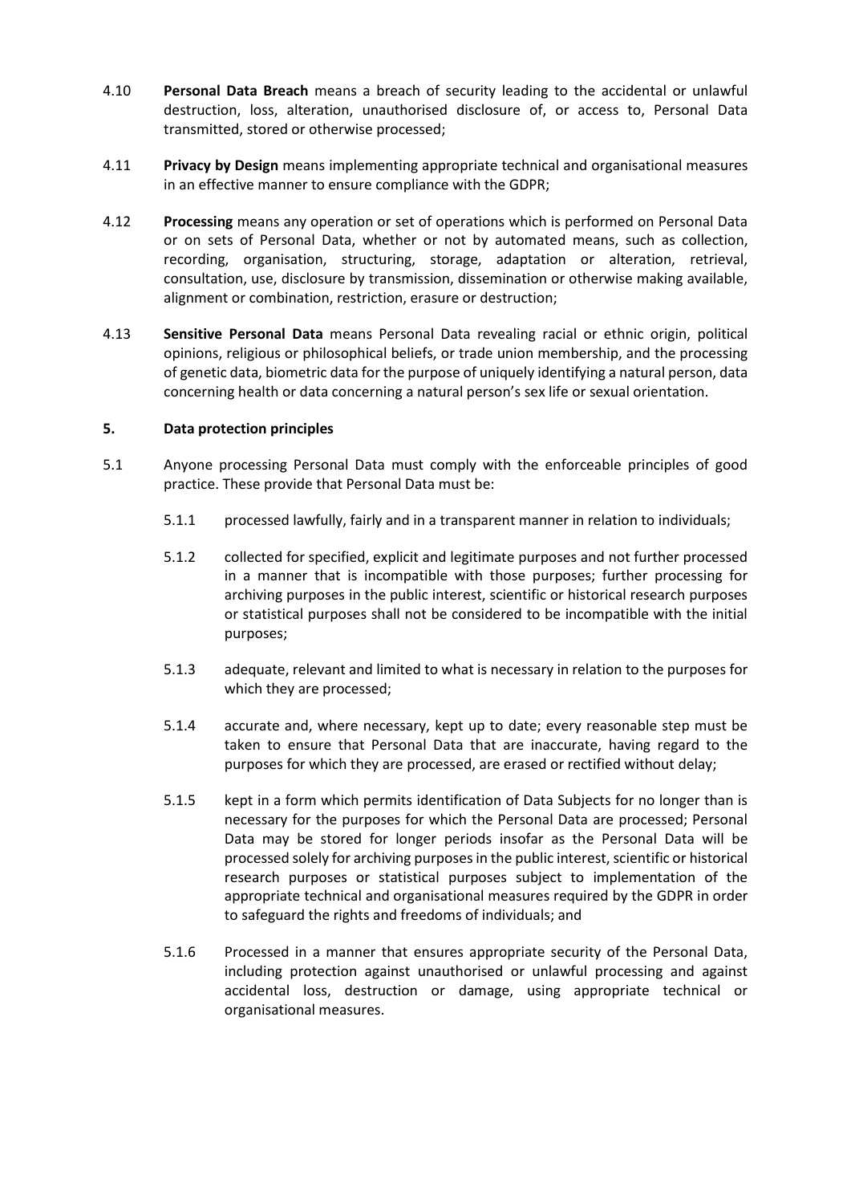4.10 **Personal Data Breach** means a breach of security leading to the accidental or unlawful destruction, loss, alteration, unauthorised disclosure of, or access to, Personal Data transmitted, stored or otherwise processed;

4.11 **Privacy by Design** means implementing appropriate technical and organisational measures in an effective manner to ensure compliance with the GDPR;

4.12 **Processing** means any operation or set of operations which is performed on Personal Data or on sets of Personal Data, whether or not by automated means, such as collection, recording, organisation, structuring, storage, adaptation or alteration, retrieval, consultation, use, disclosure by transmission, dissemination or otherwise making available, alignment or combination, restriction, erasure or destruction;

4.13 **Sensitive Personal Data** means Personal Data revealing racial or ethnic origin, political opinions, religious or philosophical beliefs, or trade union membership, and the processing of genetic data, biometric data for the purpose of uniquely identifying a natural person, data concerning health or data concerning a natural person's sex life or sexual orientation.

## 5. Data protection principles

5.1 Anyone processing Personal Data must comply with the enforceable principles of good practice. These provide that Personal Data must be:

5.1.1 processed lawfully, fairly and in a transparent manner in relation to individuals;

5.1.2 collected for specified, explicit and legitimate purposes and not further processed in a manner that is incompatible with those purposes; further processing for archiving purposes in the public interest, scientific or historical research purposes or statistical purposes shall not be considered to be incompatible with the initial purposes;

5.1.3 adequate, relevant and limited to what is necessary in relation to the purposes for which they are processed;

5.1.4 accurate and, where necessary, kept up to date; every reasonable step must be taken to ensure that Personal Data that are inaccurate, having regard to the purposes for which they are processed, are erased or rectified without delay;

5.1.5 kept in a form which permits identification of Data Subjects for no longer than is necessary for the purposes for which the Personal Data are processed; Personal Data may be stored for longer periods insofar as the Personal Data will be processed solely for archiving purposes in the public interest, scientific or historical research purposes or statistical purposes subject to implementation of the appropriate technical and organisational measures required by the GDPR in order to safeguard the rights and freedoms of individuals; and

5.1.6 Processed in a manner that ensures appropriate security of the Personal Data, including protection against unauthorised or unlawful processing and against accidental loss, destruction or damage, using appropriate technical or organisational measures.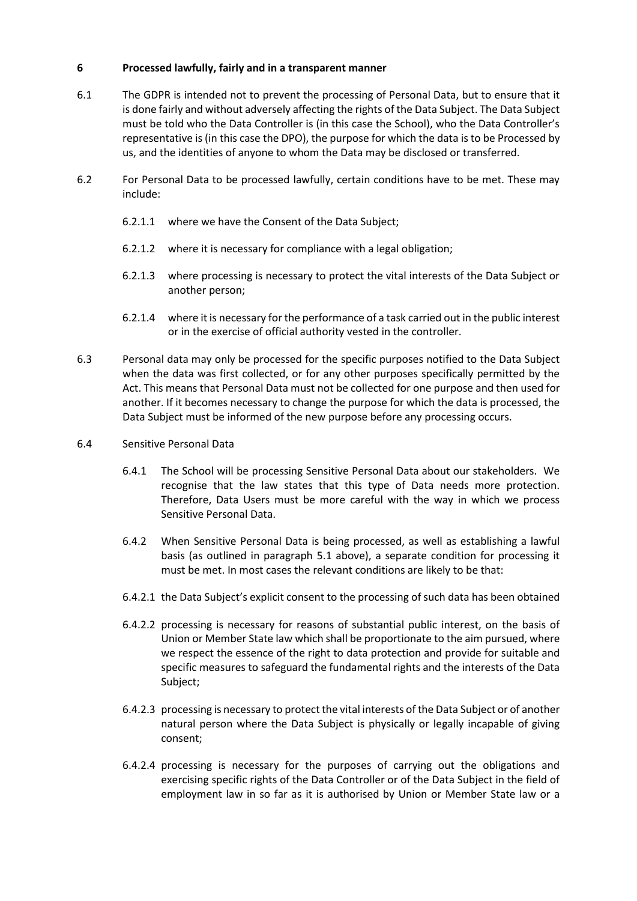## 6 Processed lawfully, fairly and in a transparent manner

6.1 The GDPR is intended not to prevent the processing of Personal Data, but to ensure that it is done fairly and without adversely affecting the rights of the Data Subject. The Data Subject must be told who the Data Controller is (in this case the School), who the Data Controller's representative is (in this case the DPO), the purpose for which the data is to be Processed by us, and the identities of anyone to whom the Data may be disclosed or transferred.

6.2 For Personal Data to be processed lawfully, certain conditions have to be met. These may include:

6.2.1.1 where we have the Consent of the Data Subject;

6.2.1.2 where it is necessary for compliance with a legal obligation;

6.2.1.3 where processing is necessary to protect the vital interests of the Data Subject or another person;

6.2.1.4 where it is necessary for the performance of a task carried out in the public interest or in the exercise of official authority vested in the controller.

6.3 Personal data may only be processed for the specific purposes notified to the Data Subject when the data was first collected, or for any other purposes specifically permitted by the Act. This means that Personal Data must not be collected for one purpose and then used for another. If it becomes necessary to change the purpose for which the data is processed, the Data Subject must be informed of the new purpose before any processing occurs.

6.4 Sensitive Personal Data

6.4.1 The School will be processing Sensitive Personal Data about our stakeholders. We recognise that the law states that this type of Data needs more protection. Therefore, Data Users must be more careful with the way in which we process Sensitive Personal Data.

6.4.2 When Sensitive Personal Data is being processed, as well as establishing a lawful basis (as outlined in paragraph 5.1 above), a separate condition for processing it must be met. In most cases the relevant conditions are likely to be that:

6.4.2.1 the Data Subject's explicit consent to the processing of such data has been obtained

6.4.2.2 processing is necessary for reasons of substantial public interest, on the basis of Union or Member State law which shall be proportionate to the aim pursued, where we respect the essence of the right to data protection and provide for suitable and specific measures to safeguard the fundamental rights and the interests of the Data Subject;

6.4.2.3 processing is necessary to protect the vital interests of the Data Subject or of another natural person where the Data Subject is physically or legally incapable of giving consent;

6.4.2.4 processing is necessary for the purposes of carrying out the obligations and exercising specific rights of the Data Controller or of the Data Subject in the field of employment law in so far as it is authorised by Union or Member State law or a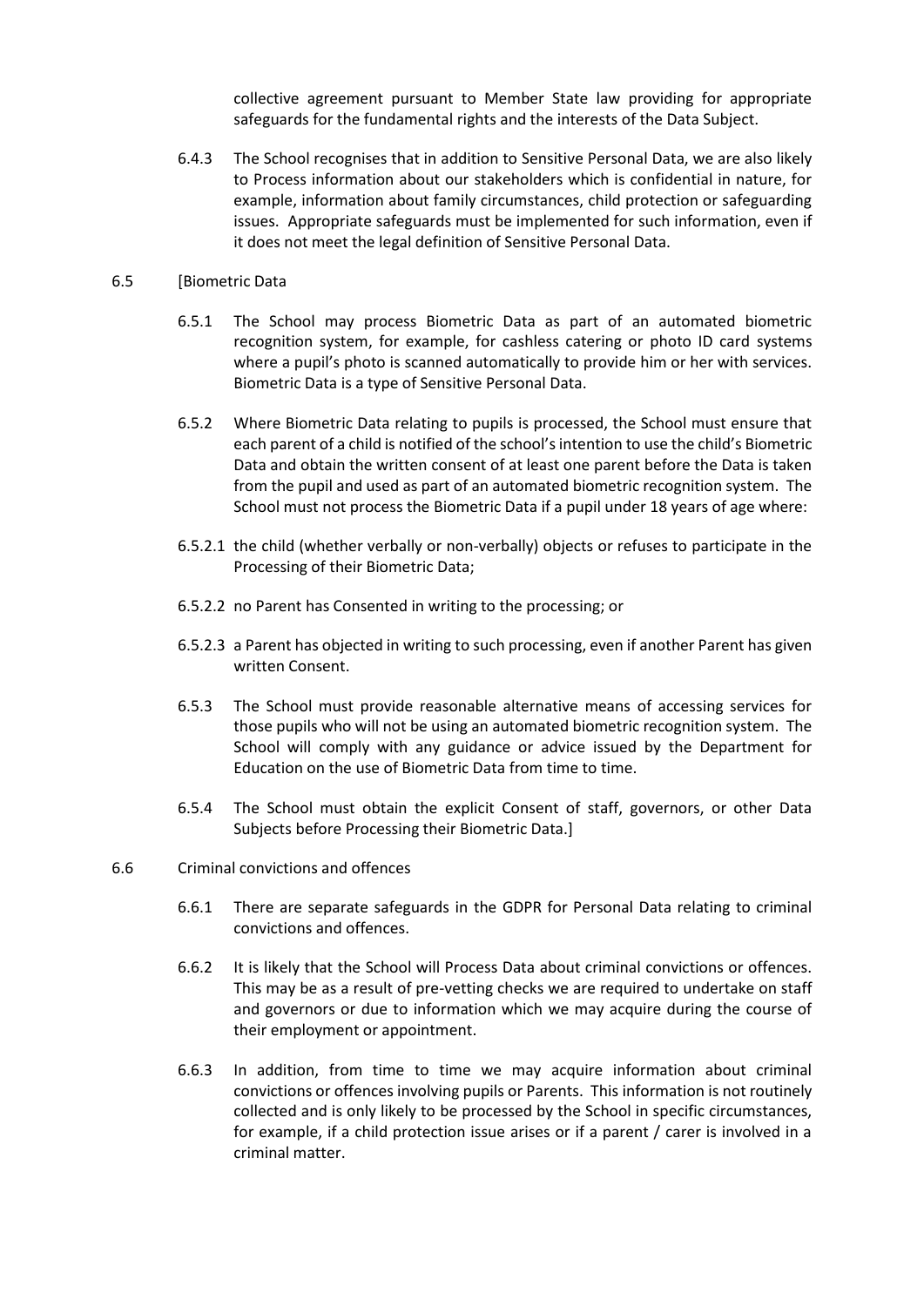collective agreement pursuant to Member State law providing for appropriate safeguards for the fundamental rights and the interests of the Data Subject.

6.4.3 The School recognises that in addition to Sensitive Personal Data, we are also likely to Process information about our stakeholders which is confidential in nature, for example, information about family circumstances, child protection or safeguarding issues. Appropriate safeguards must be implemented for such information, even if it does not meet the legal definition of Sensitive Personal Data.

6.5 [Biometric Data

6.5.1 The School may process Biometric Data as part of an automated biometric recognition system, for example, for cashless catering or photo ID card systems where a pupil's photo is scanned automatically to provide him or her with services. Biometric Data is a type of Sensitive Personal Data.

6.5.2 Where Biometric Data relating to pupils is processed, the School must ensure that each parent of a child is notified of the school's intention to use the child's Biometric Data and obtain the written consent of at least one parent before the Data is taken from the pupil and used as part of an automated biometric recognition system. The School must not process the Biometric Data if a pupil under 18 years of age where:

6.5.2.1 the child (whether verbally or non-verbally) objects or refuses to participate in the Processing of their Biometric Data;

6.5.2.2 no Parent has Consented in writing to the processing; or

6.5.2.3 a Parent has objected in writing to such processing, even if another Parent has given written Consent.

6.5.3 The School must provide reasonable alternative means of accessing services for those pupils who will not be using an automated biometric recognition system. The School will comply with any guidance or advice issued by the Department for Education on the use of Biometric Data from time to time.

6.5.4 The School must obtain the explicit Consent of staff, governors, or other Data Subjects before Processing their Biometric Data.]

6.6 Criminal convictions and offences

6.6.1 There are separate safeguards in the GDPR for Personal Data relating to criminal convictions and offences.

6.6.2 It is likely that the School will Process Data about criminal convictions or offences. This may be as a result of pre-vetting checks we are required to undertake on staff and governors or due to information which we may acquire during the course of their employment or appointment.

6.6.3 In addition, from time to time we may acquire information about criminal convictions or offences involving pupils or Parents. This information is not routinely collected and is only likely to be processed by the School in specific circumstances, for example, if a child protection issue arises or if a parent / carer is involved in a criminal matter.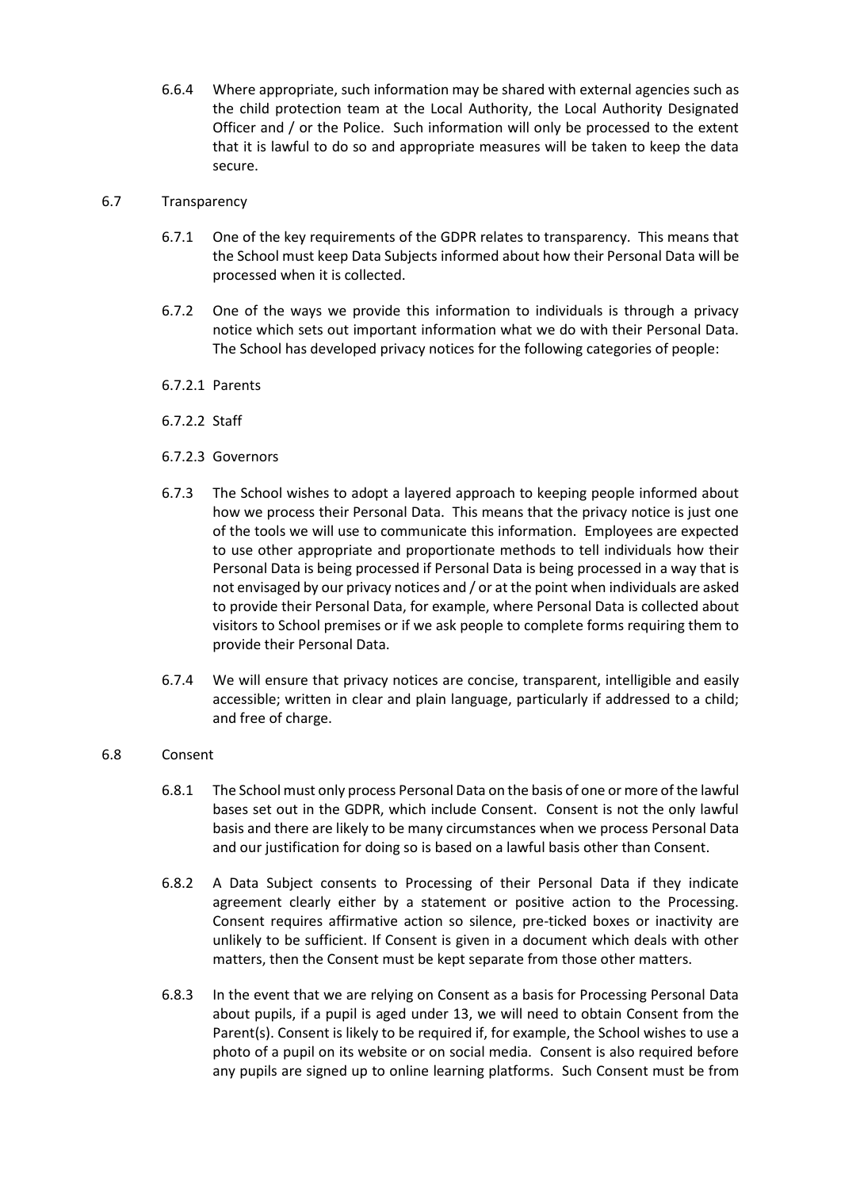6.6.4 Where appropriate, such information may be shared with external agencies such as the child protection team at the Local Authority, the Local Authority Designated Officer and / or the Police. Such information will only be processed to the extent that it is lawful to do so and appropriate measures will be taken to keep the data secure.

6.7 Transparency

6.7.1 One of the key requirements of the GDPR relates to transparency. This means that the School must keep Data Subjects informed about how their Personal Data will be processed when it is collected.

6.7.2 One of the ways we provide this information to individuals is through a privacy notice which sets out important information what we do with their Personal Data. The School has developed privacy notices for the following categories of people:

6.7.2.1 Parents

6.7.2.2 Staff

6.7.2.3 Governors

6.7.3 The School wishes to adopt a layered approach to keeping people informed about how we process their Personal Data. This means that the privacy notice is just one of the tools we will use to communicate this information. Employees are expected to use other appropriate and proportionate methods to tell individuals how their Personal Data is being processed if Personal Data is being processed in a way that is not envisaged by our privacy notices and / or at the point when individuals are asked to provide their Personal Data, for example, where Personal Data is collected about visitors to School premises or if we ask people to complete forms requiring them to provide their Personal Data.

6.7.4 We will ensure that privacy notices are concise, transparent, intelligible and easily accessible; written in clear and plain language, particularly if addressed to a child; and free of charge.

6.8 Consent

6.8.1 The School must only process Personal Data on the basis of one or more of the lawful bases set out in the GDPR, which include Consent. Consent is not the only lawful basis and there are likely to be many circumstances when we process Personal Data and our justification for doing so is based on a lawful basis other than Consent.

6.8.2 A Data Subject consents to Processing of their Personal Data if they indicate agreement clearly either by a statement or positive action to the Processing. Consent requires affirmative action so silence, pre-ticked boxes or inactivity are unlikely to be sufficient. If Consent is given in a document which deals with other matters, then the Consent must be kept separate from those other matters.

6.8.3 In the event that we are relying on Consent as a basis for Processing Personal Data about pupils, if a pupil is aged under 13, we will need to obtain Consent from the Parent(s). Consent is likely to be required if, for example, the School wishes to use a photo of a pupil on its website or on social media. Consent is also required before any pupils are signed up to online learning platforms. Such Consent must be from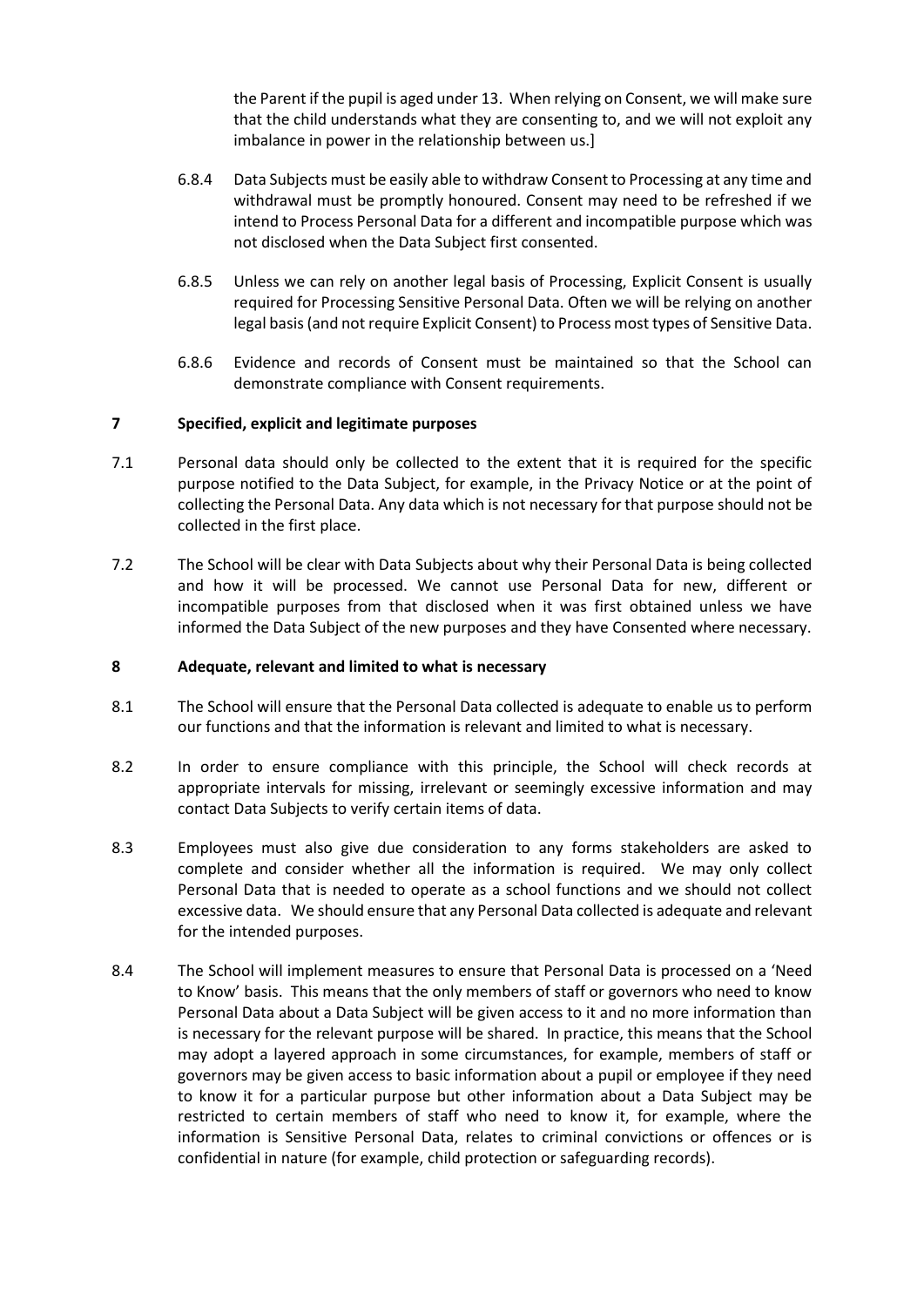the Parent if the pupil is aged under 13. When relying on Consent, we will make sure that the child understands what they are consenting to, and we will not exploit any imbalance in power in the relationship between us.]

6.8.4 Data Subjects must be easily able to withdraw Consent to Processing at any time and withdrawal must be promptly honoured. Consent may need to be refreshed if we intend to Process Personal Data for a different and incompatible purpose which was not disclosed when the Data Subject first consented.

6.8.5 Unless we can rely on another legal basis of Processing, Explicit Consent is usually required for Processing Sensitive Personal Data. Often we will be relying on another legal basis (and not require Explicit Consent) to Process most types of Sensitive Data.

6.8.6 Evidence and records of Consent must be maintained so that the School can demonstrate compliance with Consent requirements.

## 7 Specified, explicit and legitimate purposes

7.1 Personal data should only be collected to the extent that it is required for the specific purpose notified to the Data Subject, for example, in the Privacy Notice or at the point of collecting the Personal Data. Any data which is not necessary for that purpose should not be collected in the first place.

7.2 The School will be clear with Data Subjects about why their Personal Data is being collected and how it will be processed. We cannot use Personal Data for new, different or incompatible purposes from that disclosed when it was first obtained unless we have informed the Data Subject of the new purposes and they have Consented where necessary.

## 8 Adequate, relevant and limited to what is necessary

8.1 The School will ensure that the Personal Data collected is adequate to enable us to perform our functions and that the information is relevant and limited to what is necessary.

8.2 In order to ensure compliance with this principle, the School will check records at appropriate intervals for missing, irrelevant or seemingly excessive information and may contact Data Subjects to verify certain items of data.

8.3 Employees must also give due consideration to any forms stakeholders are asked to complete and consider whether all the information is required. We may only collect Personal Data that is needed to operate as a school functions and we should not collect excessive data. We should ensure that any Personal Data collected is adequate and relevant for the intended purposes.

8.4 The School will implement measures to ensure that Personal Data is processed on a 'Need to Know' basis. This means that the only members of staff or governors who need to know Personal Data about a Data Subject will be given access to it and no more information than is necessary for the relevant purpose will be shared. In practice, this means that the School may adopt a layered approach in some circumstances, for example, members of staff or governors may be given access to basic information about a pupil or employee if they need to know it for a particular purpose but other information about a Data Subject may be restricted to certain members of staff who need to know it, for example, where the information is Sensitive Personal Data, relates to criminal convictions or offences or is confidential in nature (for example, child protection or safeguarding records).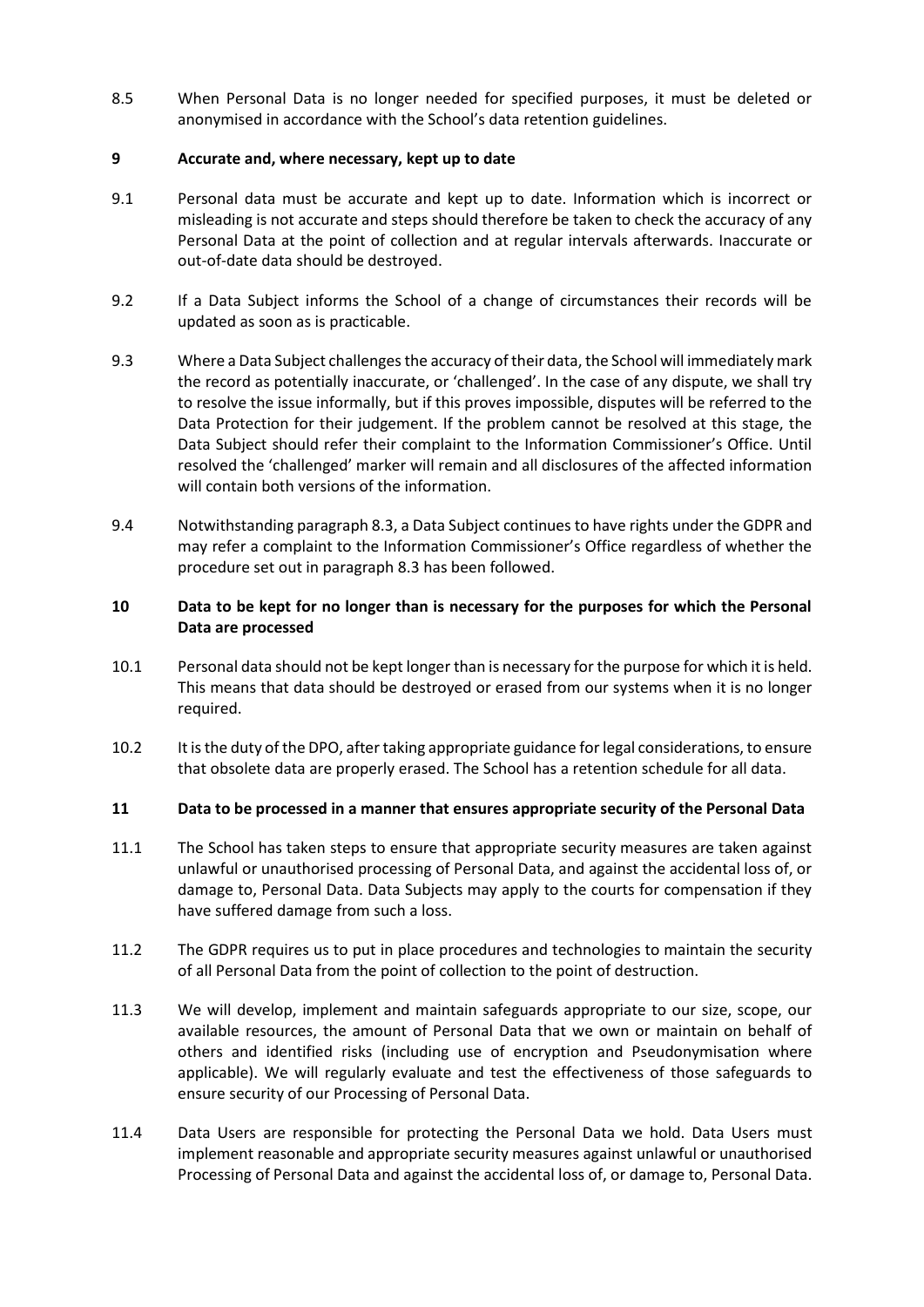8.5 When Personal Data is no longer needed for specified purposes, it must be deleted or anonymised in accordance with the School's data retention guidelines.

## 9 Accurate and, where necessary, kept up to date

9.1 Personal data must be accurate and kept up to date. Information which is incorrect or misleading is not accurate and steps should therefore be taken to check the accuracy of any Personal Data at the point of collection and at regular intervals afterwards. Inaccurate or out-of-date data should be destroyed.

9.2 If a Data Subject informs the School of a change of circumstances their records will be updated as soon as is practicable.

9.3 Where a Data Subject challenges the accuracy of their data, the School will immediately mark the record as potentially inaccurate, or 'challenged'. In the case of any dispute, we shall try to resolve the issue informally, but if this proves impossible, disputes will be referred to the Data Protection for their judgement. If the problem cannot be resolved at this stage, the Data Subject should refer their complaint to the Information Commissioner's Office. Until resolved the 'challenged' marker will remain and all disclosures of the affected information will contain both versions of the information.

9.4 Notwithstanding paragraph 8.3, a Data Subject continues to have rights under the GDPR and may refer a complaint to the Information Commissioner's Office regardless of whether the procedure set out in paragraph 8.3 has been followed.

## 10 Data to be kept for no longer than is necessary for the purposes for which the Personal Data are processed

10.1 Personal data should not be kept longer than is necessary for the purpose for which it is held. This means that data should be destroyed or erased from our systems when it is no longer required.

10.2 It is the duty of the DPO, after taking appropriate guidance for legal considerations, to ensure that obsolete data are properly erased. The School has a retention schedule for all data.

## 11 Data to be processed in a manner that ensures appropriate security of the Personal Data

11.1 The School has taken steps to ensure that appropriate security measures are taken against unlawful or unauthorised processing of Personal Data, and against the accidental loss of, or damage to, Personal Data. Data Subjects may apply to the courts for compensation if they have suffered damage from such a loss.

11.2 The GDPR requires us to put in place procedures and technologies to maintain the security of all Personal Data from the point of collection to the point of destruction.

11.3 We will develop, implement and maintain safeguards appropriate to our size, scope, our available resources, the amount of Personal Data that we own or maintain on behalf of others and identified risks (including use of encryption and Pseudonymisation where applicable). We will regularly evaluate and test the effectiveness of those safeguards to ensure security of our Processing of Personal Data.

11.4 Data Users are responsible for protecting the Personal Data we hold. Data Users must implement reasonable and appropriate security measures against unlawful or unauthorised Processing of Personal Data and against the accidental loss of, or damage to, Personal Data.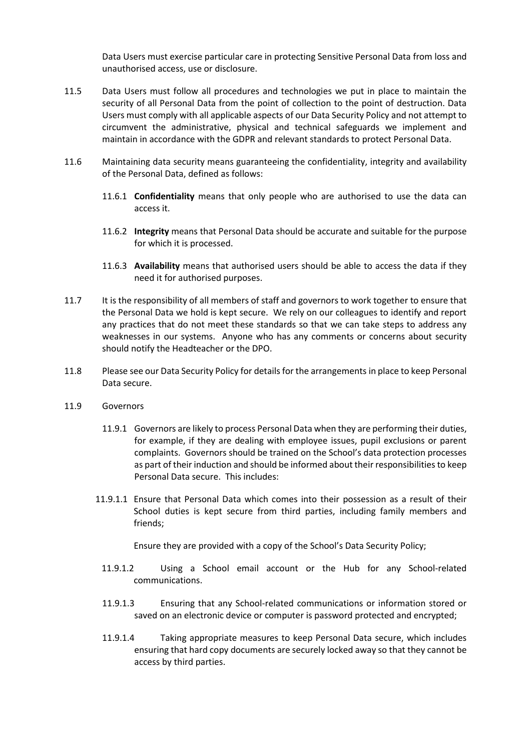Data Users must exercise particular care in protecting Sensitive Personal Data from loss and unauthorised access, use or disclosure.

11.5 Data Users must follow all procedures and technologies we put in place to maintain the security of all Personal Data from the point of collection to the point of destruction. Data Users must comply with all applicable aspects of our Data Security Policy and not attempt to circumvent the administrative, physical and technical safeguards we implement and maintain in accordance with the GDPR and relevant standards to protect Personal Data.

11.6 Maintaining data security means guaranteeing the confidentiality, integrity and availability of the Personal Data, defined as follows:

11.6.1 **Confidentiality** means that only people who are authorised to use the data can access it.

11.6.2 **Integrity** means that Personal Data should be accurate and suitable for the purpose for which it is processed.

11.6.3 **Availability** means that authorised users should be able to access the data if they need it for authorised purposes.

11.7 It is the responsibility of all members of staff and governors to work together to ensure that the Personal Data we hold is kept secure. We rely on our colleagues to identify and report any practices that do not meet these standards so that we can take steps to address any weaknesses in our systems. Anyone who has any comments or concerns about security should notify the Headteacher or the DPO.

11.8 Please see our Data Security Policy for details for the arrangements in place to keep Personal Data secure.

11.9 Governors

11.9.1 Governors are likely to process Personal Data when they are performing their duties, for example, if they are dealing with employee issues, pupil exclusions or parent complaints. Governors should be trained on the School's data protection processes as part of their induction and should be informed about their responsibilities to keep Personal Data secure. This includes:

11.9.1.1 Ensure that Personal Data which comes into their possession as a result of their School duties is kept secure from third parties, including family members and friends;

Ensure they are provided with a copy of the School's Data Security Policy;

11.9.1.2 Using a School email account or the Hub for any School-related communications.

11.9.1.3 Ensuring that any School-related communications or information stored or saved on an electronic device or computer is password protected and encrypted;

11.9.1.4 Taking appropriate measures to keep Personal Data secure, which includes ensuring that hard copy documents are securely locked away so that they cannot be access by third parties.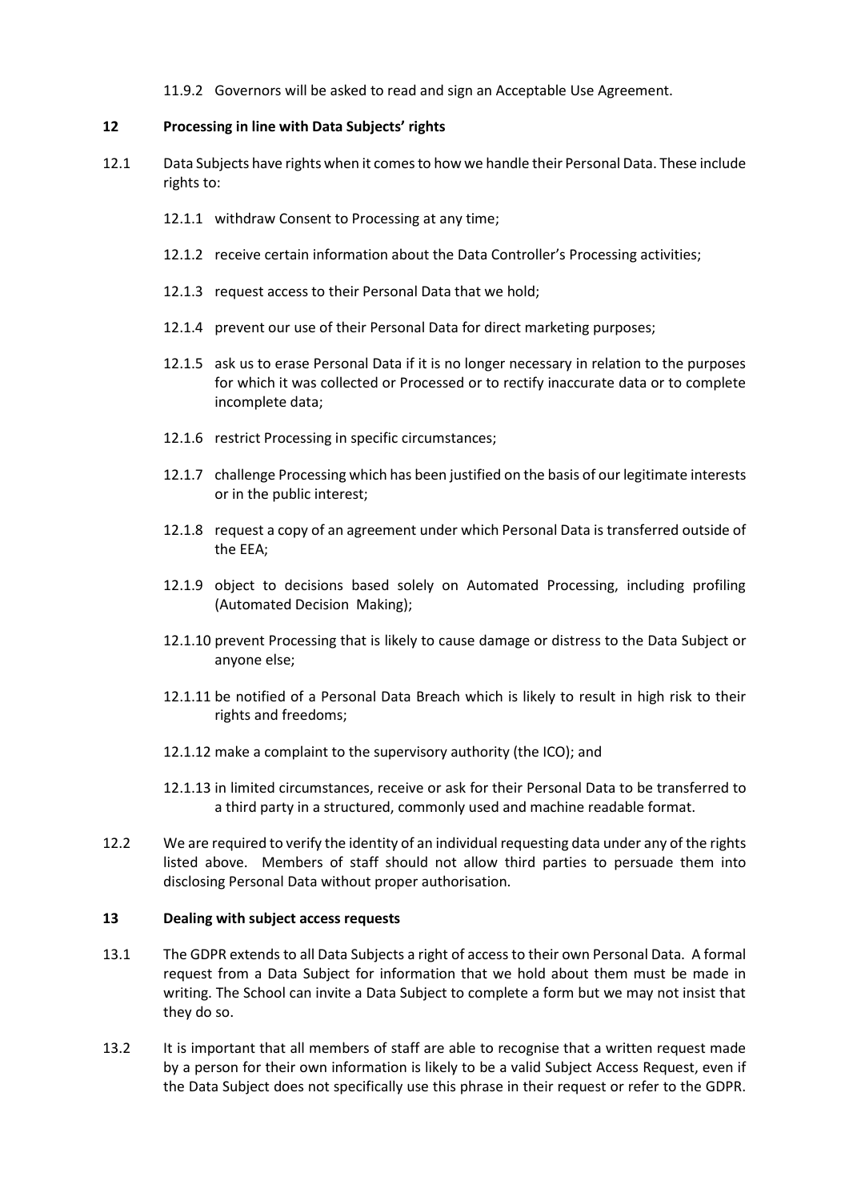11.9.2 Governors will be asked to read and sign an Acceptable Use Agreement.

## 12 Processing in line with Data Subjects' rights

12.1 Data Subjects have rights when it comes to how we handle their Personal Data. These include rights to:

12.1.1 withdraw Consent to Processing at any time;

12.1.2 receive certain information about the Data Controller's Processing activities;

12.1.3 request access to their Personal Data that we hold;

12.1.4 prevent our use of their Personal Data for direct marketing purposes;

12.1.5 ask us to erase Personal Data if it is no longer necessary in relation to the purposes for which it was collected or Processed or to rectify inaccurate data or to complete incomplete data;

12.1.6 restrict Processing in specific circumstances;

12.1.7 challenge Processing which has been justified on the basis of our legitimate interests or in the public interest;

12.1.8 request a copy of an agreement under which Personal Data is transferred outside of the EEA;

12.1.9 object to decisions based solely on Automated Processing, including profiling (Automated Decision Making);

12.1.10 prevent Processing that is likely to cause damage or distress to the Data Subject or anyone else;

12.1.11 be notified of a Personal Data Breach which is likely to result in high risk to their rights and freedoms;

12.1.12 make a complaint to the supervisory authority (the ICO); and

12.1.13 in limited circumstances, receive or ask for their Personal Data to be transferred to a third party in a structured, commonly used and machine readable format.

12.2 We are required to verify the identity of an individual requesting data under any of the rights listed above. Members of staff should not allow third parties to persuade them into disclosing Personal Data without proper authorisation.

## 13 Dealing with subject access requests

13.1 The GDPR extends to all Data Subjects a right of access to their own Personal Data. A formal request from a Data Subject for information that we hold about them must be made in writing. The School can invite a Data Subject to complete a form but we may not insist that they do so.

13.2 It is important that all members of staff are able to recognise that a written request made by a person for their own information is likely to be a valid Subject Access Request, even if the Data Subject does not specifically use this phrase in their request or refer to the GDPR.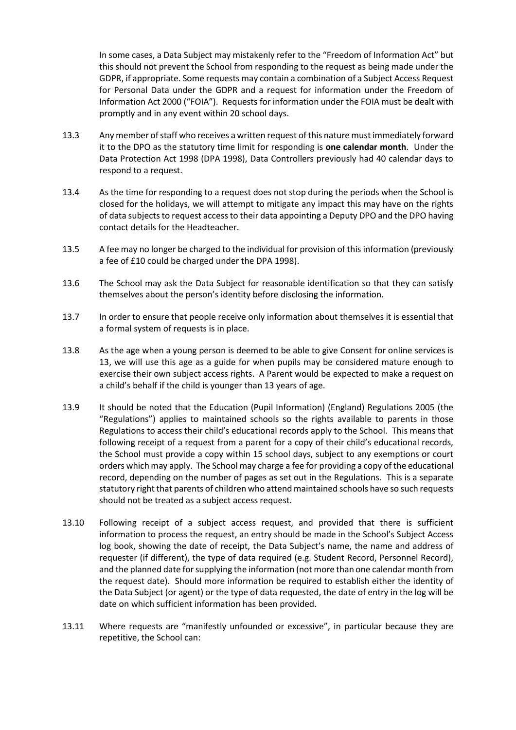In some cases, a Data Subject may mistakenly refer to the "Freedom of Information Act" but this should not prevent the School from responding to the request as being made under the GDPR, if appropriate. Some requests may contain a combination of a Subject Access Request for Personal Data under the GDPR and a request for information under the Freedom of Information Act 2000 ("FOIA"). Requests for information under the FOIA must be dealt with promptly and in any event within 20 school days.

13.3 Any member of staff who receives a written request of this nature must immediately forward it to the DPO as the statutory time limit for responding is **one calendar month**. Under the Data Protection Act 1998 (DPA 1998), Data Controllers previously had 40 calendar days to respond to a request.

13.4 As the time for responding to a request does not stop during the periods when the School is closed for the holidays, we will attempt to mitigate any impact this may have on the rights of data subjects to request access to their data appointing a Deputy DPO and the DPO having contact details for the Headteacher.

13.5 A fee may no longer be charged to the individual for provision of this information (previously a fee of £10 could be charged under the DPA 1998).

13.6 The School may ask the Data Subject for reasonable identification so that they can satisfy themselves about the person's identity before disclosing the information.

13.7 In order to ensure that people receive only information about themselves it is essential that a formal system of requests is in place.

13.8 As the age when a young person is deemed to be able to give Consent for online services is 13, we will use this age as a guide for when pupils may be considered mature enough to exercise their own subject access rights. A Parent would be expected to make a request on a child's behalf if the child is younger than 13 years of age.

13.9 It should be noted that the Education (Pupil Information) (England) Regulations 2005 (the "Regulations") applies to maintained schools so the rights available to parents in those Regulations to access their child's educational records apply to the School. This means that following receipt of a request from a parent for a copy of their child's educational records, the School must provide a copy within 15 school days, subject to any exemptions or court orders which may apply. The School may charge a fee for providing a copy of the educational record, depending on the number of pages as set out in the Regulations. This is a separate statutory right that parents of children who attend maintained schools have so such requests should not be treated as a subject access request.

13.10 Following receipt of a subject access request, and provided that there is sufficient information to process the request, an entry should be made in the School's Subject Access log book, showing the date of receipt, the Data Subject's name, the name and address of requester (if different), the type of data required (e.g. Student Record, Personnel Record), and the planned date for supplying the information (not more than one calendar month from the request date). Should more information be required to establish either the identity of the Data Subject (or agent) or the type of data requested, the date of entry in the log will be date on which sufficient information has been provided.

13.11 Where requests are "manifestly unfounded or excessive", in particular because they are repetitive, the School can: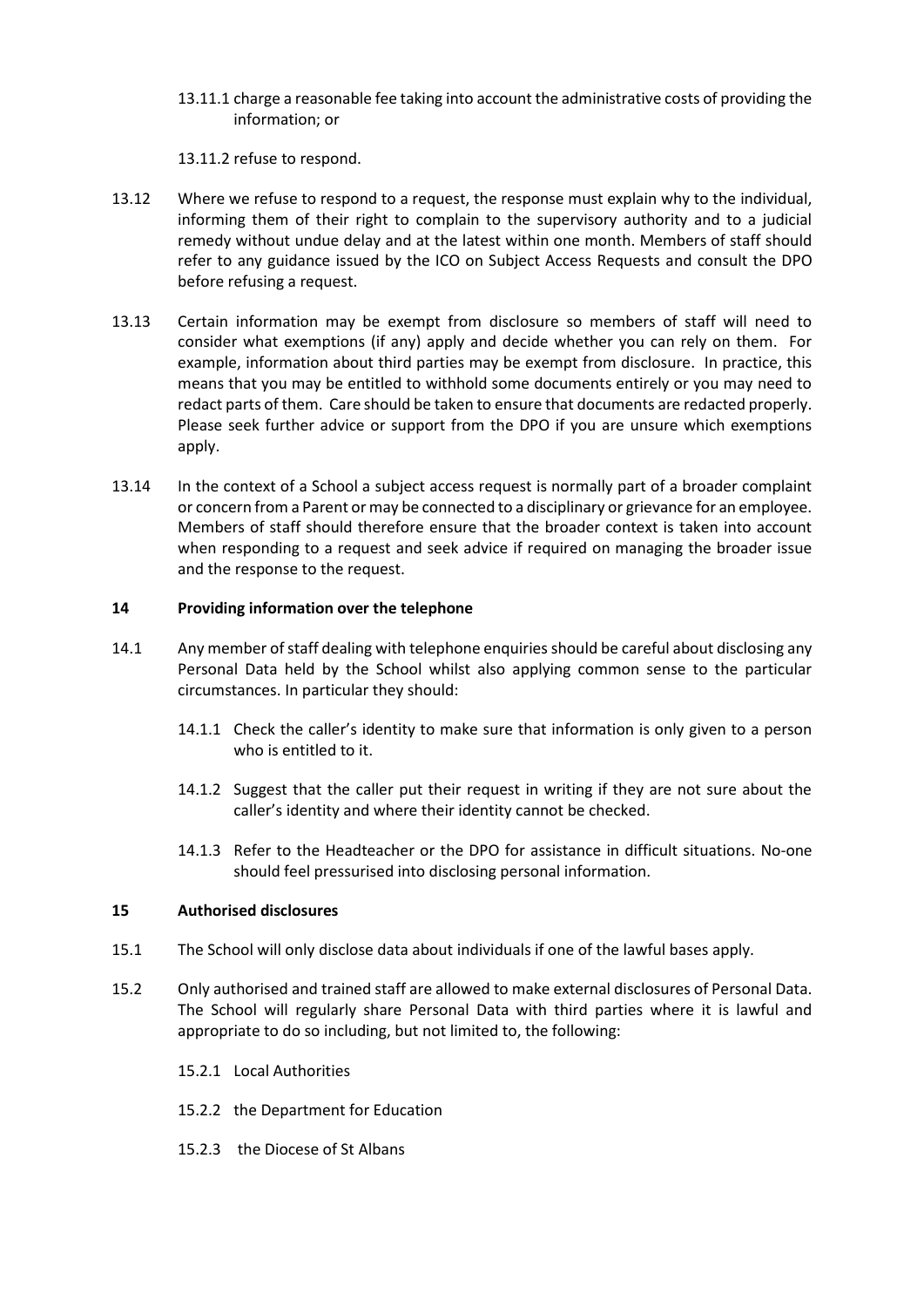13.11.1 charge a reasonable fee taking into account the administrative costs of providing the information; or

13.11.2 refuse to respond.

13.12 Where we refuse to respond to a request, the response must explain why to the individual, informing them of their right to complain to the supervisory authority and to a judicial remedy without undue delay and at the latest within one month. Members of staff should refer to any guidance issued by the ICO on Subject Access Requests and consult the DPO before refusing a request.

13.13 Certain information may be exempt from disclosure so members of staff will need to consider what exemptions (if any) apply and decide whether you can rely on them. For example, information about third parties may be exempt from disclosure. In practice, this means that you may be entitled to withhold some documents entirely or you may need to redact parts of them. Care should be taken to ensure that documents are redacted properly. Please seek further advice or support from the DPO if you are unsure which exemptions apply.

13.14 In the context of a School a subject access request is normally part of a broader complaint or concern from a Parent or may be connected to a disciplinary or grievance for an employee. Members of staff should therefore ensure that the broader context is taken into account when responding to a request and seek advice if required on managing the broader issue and the response to the request.

## 14 Providing information over the telephone

14.1 Any member of staff dealing with telephone enquiries should be careful about disclosing any Personal Data held by the School whilst also applying common sense to the particular circumstances. In particular they should:

14.1.1 Check the caller's identity to make sure that information is only given to a person who is entitled to it.

14.1.2 Suggest that the caller put their request in writing if they are not sure about the caller's identity and where their identity cannot be checked.

14.1.3 Refer to the Headteacher or the DPO for assistance in difficult situations. No-one should feel pressurised into disclosing personal information.

## 15 Authorised disclosures

15.1 The School will only disclose data about individuals if one of the lawful bases apply.

15.2 Only authorised and trained staff are allowed to make external disclosures of Personal Data. The School will regularly share Personal Data with third parties where it is lawful and appropriate to do so including, but not limited to, the following:

15.2.1 Local Authorities

15.2.2 the Department for Education

15.2.3 the Diocese of St Albans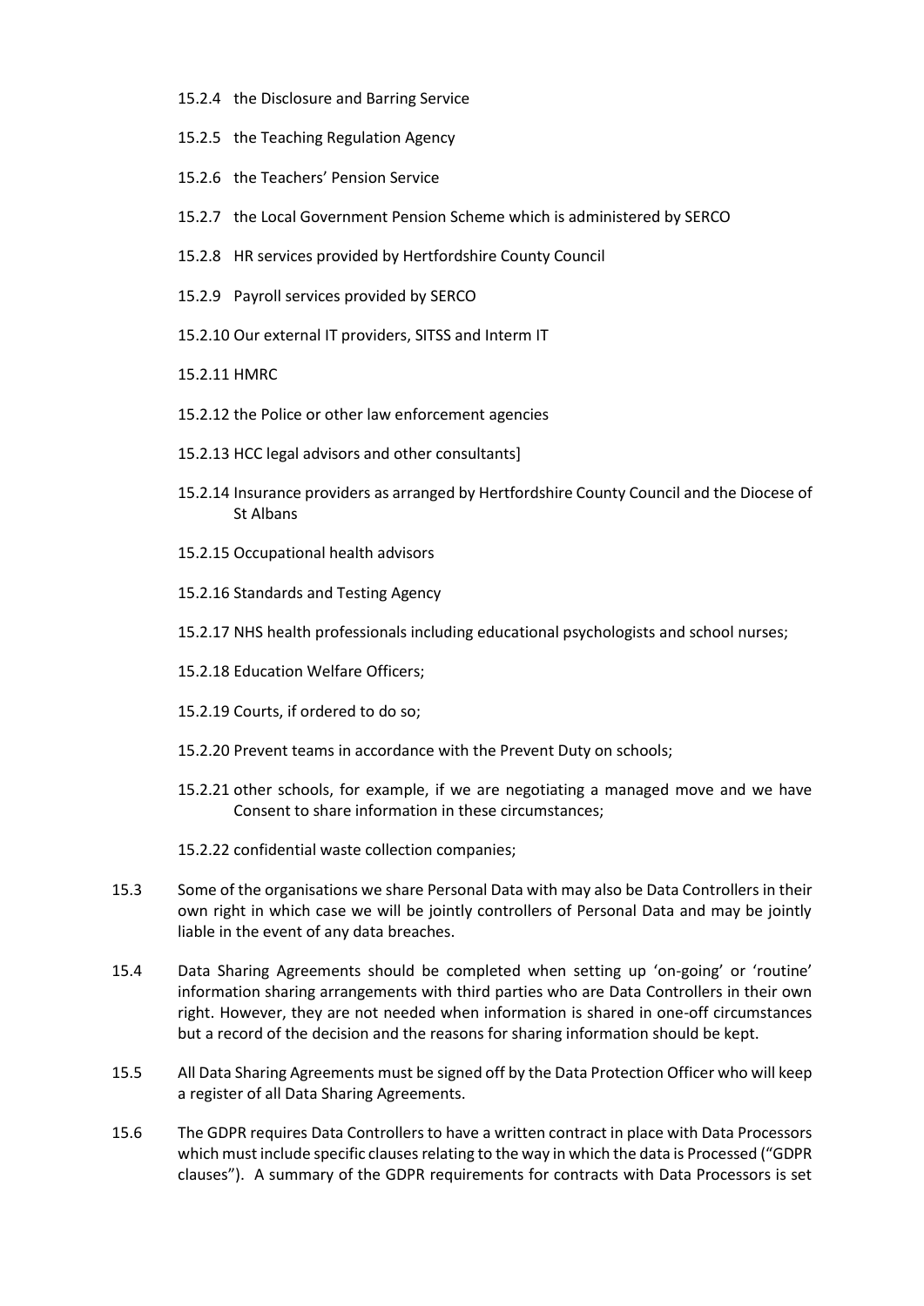15.2.4 the Disclosure and Barring Service

15.2.5 the Teaching Regulation Agency

15.2.6 the Teachers' Pension Service

15.2.7 the Local Government Pension Scheme which is administered by SERCO

15.2.8 HR services provided by Hertfordshire County Council

15.2.9 Payroll services provided by SERCO

15.2.10 Our external IT providers, SITSS and Interm IT

15.2.11 HMRC

15.2.12 the Police or other law enforcement agencies

15.2.13 HCC legal advisors and other consultants]

15.2.14 Insurance providers as arranged by Hertfordshire County Council and the Diocese of St Albans

15.2.15 Occupational health advisors

15.2.16 Standards and Testing Agency

15.2.17 NHS health professionals including educational psychologists and school nurses;

15.2.18 Education Welfare Officers;

15.2.19 Courts, if ordered to do so;

15.2.20 Prevent teams in accordance with the Prevent Duty on schools;

15.2.21 other schools, for example, if we are negotiating a managed move and we have Consent to share information in these circumstances;

15.2.22 confidential waste collection companies;

15.3 Some of the organisations we share Personal Data with may also be Data Controllers in their own right in which case we will be jointly controllers of Personal Data and may be jointly liable in the event of any data breaches.

15.4 Data Sharing Agreements should be completed when setting up 'on-going' or 'routine' information sharing arrangements with third parties who are Data Controllers in their own right. However, they are not needed when information is shared in one-off circumstances but a record of the decision and the reasons for sharing information should be kept.

15.5 All Data Sharing Agreements must be signed off by the Data Protection Officer who will keep a register of all Data Sharing Agreements.

15.6 The GDPR requires Data Controllers to have a written contract in place with Data Processors which must include specific clauses relating to the way in which the data is Processed ("GDPR clauses"). A summary of the GDPR requirements for contracts with Data Processors is set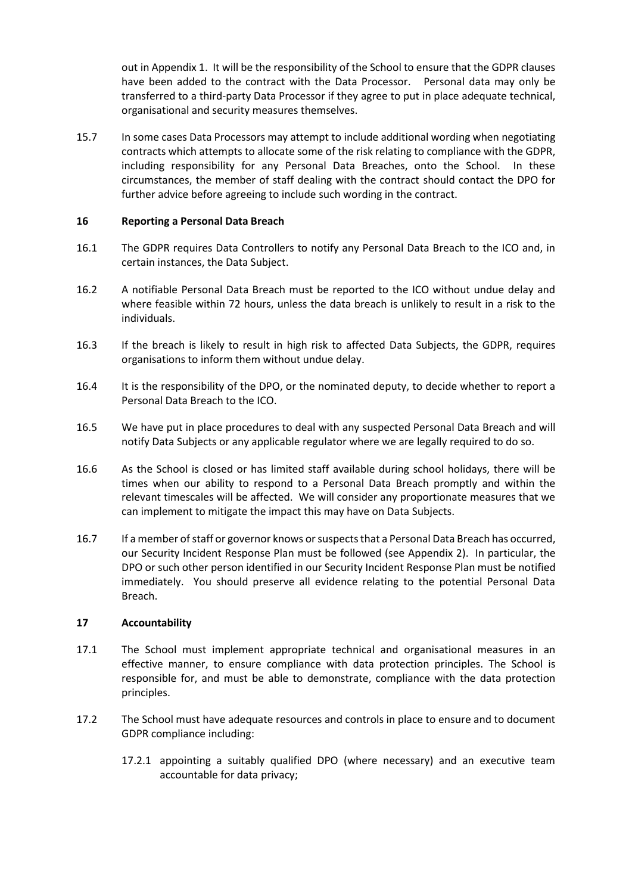out in Appendix 1. It will be the responsibility of the School to ensure that the GDPR clauses have been added to the contract with the Data Processor. Personal data may only be transferred to a third-party Data Processor if they agree to put in place adequate technical, organisational and security measures themselves.

15.7 In some cases Data Processors may attempt to include additional wording when negotiating contracts which attempts to allocate some of the risk relating to compliance with the GDPR, including responsibility for any Personal Data Breaches, onto the School. In these circumstances, the member of staff dealing with the contract should contact the DPO for further advice before agreeing to include such wording in the contract.

## 16 Reporting a Personal Data Breach

16.1 The GDPR requires Data Controllers to notify any Personal Data Breach to the ICO and, in certain instances, the Data Subject.

16.2 A notifiable Personal Data Breach must be reported to the ICO without undue delay and where feasible within 72 hours, unless the data breach is unlikely to result in a risk to the individuals.

16.3 If the breach is likely to result in high risk to affected Data Subjects, the GDPR, requires organisations to inform them without undue delay.

16.4 It is the responsibility of the DPO, or the nominated deputy, to decide whether to report a Personal Data Breach to the ICO.

16.5 We have put in place procedures to deal with any suspected Personal Data Breach and will notify Data Subjects or any applicable regulator where we are legally required to do so.

16.6 As the School is closed or has limited staff available during school holidays, there will be times when our ability to respond to a Personal Data Breach promptly and within the relevant timescales will be affected. We will consider any proportionate measures that we can implement to mitigate the impact this may have on Data Subjects.

16.7 If a member of staff or governor knows or suspects that a Personal Data Breach has occurred, our Security Incident Response Plan must be followed (see Appendix 2). In particular, the DPO or such other person identified in our Security Incident Response Plan must be notified immediately. You should preserve all evidence relating to the potential Personal Data Breach.

## 17 Accountability

17.1 The School must implement appropriate technical and organisational measures in an effective manner, to ensure compliance with data protection principles. The School is responsible for, and must be able to demonstrate, compliance with the data protection principles.

17.2 The School must have adequate resources and controls in place to ensure and to document GDPR compliance including:

17.2.1 appointing a suitably qualified DPO (where necessary) and an executive team accountable for data privacy;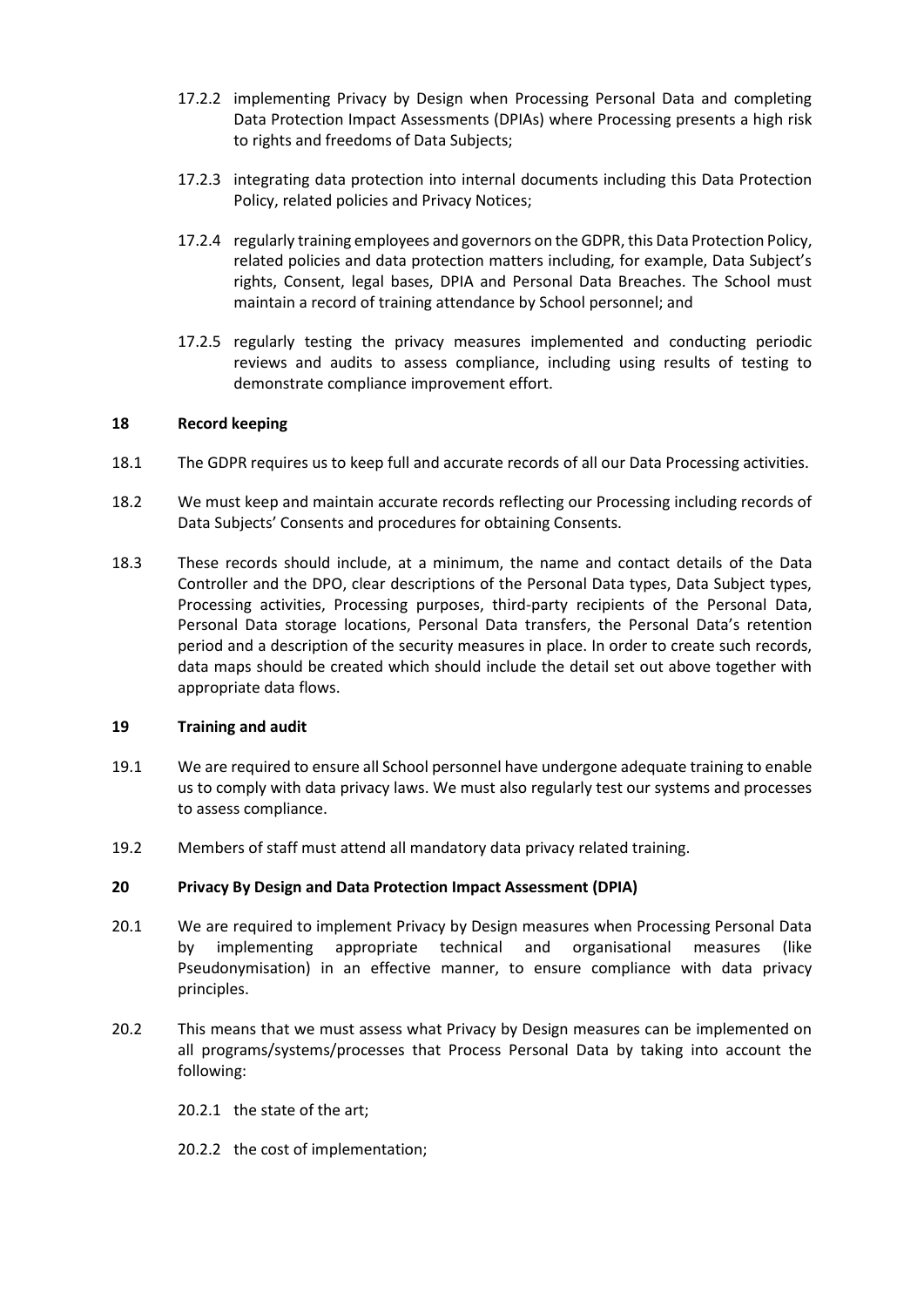17.2.2 implementing Privacy by Design when Processing Personal Data and completing Data Protection Impact Assessments (DPIAs) where Processing presents a high risk to rights and freedoms of Data Subjects;

17.2.3 integrating data protection into internal documents including this Data Protection Policy, related policies and Privacy Notices;

17.2.4 regularly training employees and governors on the GDPR, this Data Protection Policy, related policies and data protection matters including, for example, Data Subject's rights, Consent, legal bases, DPIA and Personal Data Breaches. The School must maintain a record of training attendance by School personnel; and

17.2.5 regularly testing the privacy measures implemented and conducting periodic reviews and audits to assess compliance, including using results of testing to demonstrate compliance improvement effort.

## 18 Record keeping

18.1 The GDPR requires us to keep full and accurate records of all our Data Processing activities.

18.2 We must keep and maintain accurate records reflecting our Processing including records of Data Subjects' Consents and procedures for obtaining Consents.

18.3 These records should include, at a minimum, the name and contact details of the Data Controller and the DPO, clear descriptions of the Personal Data types, Data Subject types, Processing activities, Processing purposes, third-party recipients of the Personal Data, Personal Data storage locations, Personal Data transfers, the Personal Data's retention period and a description of the security measures in place. In order to create such records, data maps should be created which should include the detail set out above together with appropriate data flows.

## 19 Training and audit

19.1 We are required to ensure all School personnel have undergone adequate training to enable us to comply with data privacy laws. We must also regularly test our systems and processes to assess compliance.

19.2 Members of staff must attend all mandatory data privacy related training.

## 20 Privacy By Design and Data Protection Impact Assessment (DPIA)

20.1 We are required to implement Privacy by Design measures when Processing Personal Data by implementing appropriate technical and organisational measures (like Pseudonymisation) in an effective manner, to ensure compliance with data privacy principles.

20.2 This means that we must assess what Privacy by Design measures can be implemented on all programs/systems/processes that Process Personal Data by taking into account the following:

20.2.1 the state of the art;

20.2.2 the cost of implementation;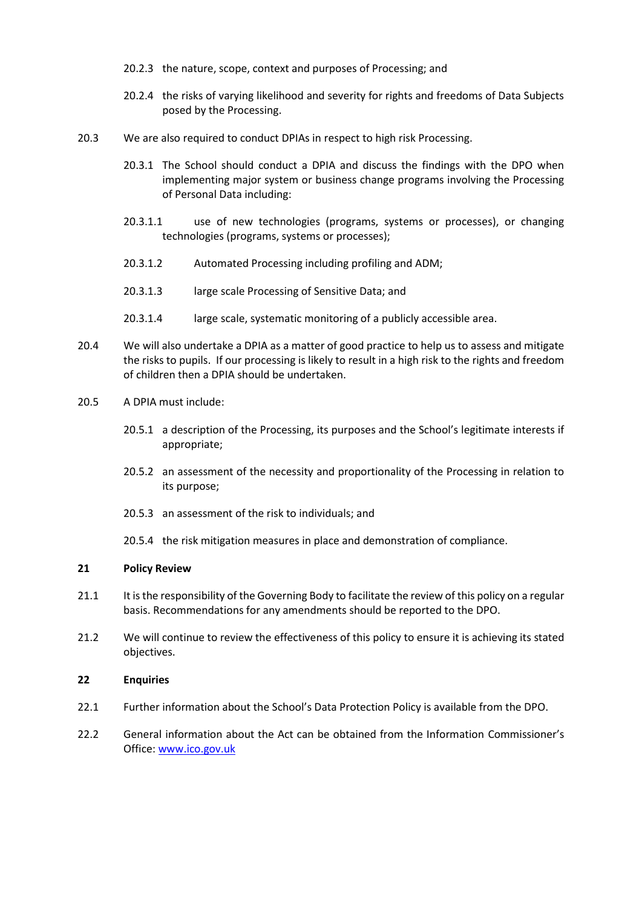20.2.3 the nature, scope, context and purposes of Processing; and

20.2.4 the risks of varying likelihood and severity for rights and freedoms of Data Subjects posed by the Processing.

20.3 We are also required to conduct DPIAs in respect to high risk Processing.

20.3.1 The School should conduct a DPIA and discuss the findings with the DPO when implementing major system or business change programs involving the Processing of Personal Data including:

20.3.1.1 use of new technologies (programs, systems or processes), or changing technologies (programs, systems or processes);

20.3.1.2 Automated Processing including profiling and ADM;

20.3.1.3 large scale Processing of Sensitive Data; and

20.3.1.4 large scale, systematic monitoring of a publicly accessible area.

20.4 We will also undertake a DPIA as a matter of good practice to help us to assess and mitigate the risks to pupils. If our processing is likely to result in a high risk to the rights and freedom of children then a DPIA should be undertaken.

20.5 A DPIA must include:

20.5.1 a description of the Processing, its purposes and the School's legitimate interests if appropriate;

20.5.2 an assessment of the necessity and proportionality of the Processing in relation to its purpose;

20.5.3 an assessment of the risk to individuals; and

20.5.4 the risk mitigation measures in place and demonstration of compliance.

## 21 Policy Review

21.1 It is the responsibility of the Governing Body to facilitate the review of this policy on a regular basis. Recommendations for any amendments should be reported to the DPO.

21.2 We will continue to review the effectiveness of this policy to ensure it is achieving its stated objectives.

## 22 Enquiries

22.1 Further information about the School's Data Protection Policy is available from the DPO.

22.2 General information about the Act can be obtained from the Information Commissioner's Office: [www.ico.gov.uk](http://www.ico.gov.uk)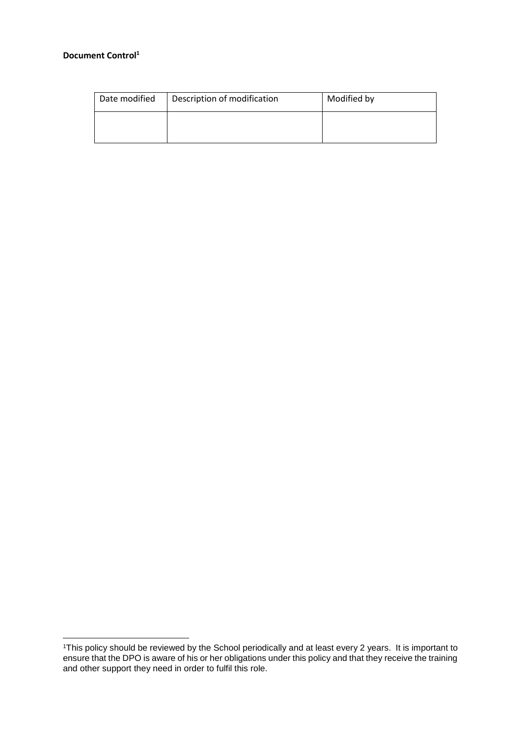**Document Control[1]**

| Date modified | Description of modification | Modified by |
| --- | --- | --- |
| | | |

[1]This policy should be reviewed by the School periodically and at least every 2 years. It is important to ensure that the DPO is aware of his or her obligations under this policy and that they receive the training and other support they need in order to fulfil this role.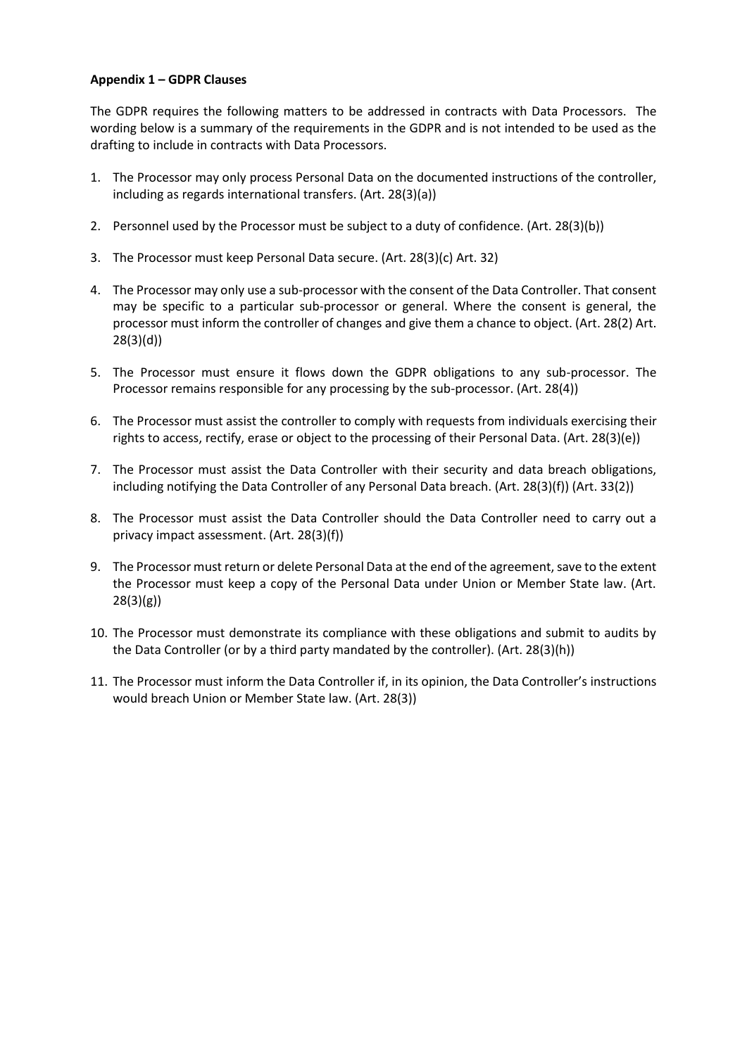**Appendix 1 – GDPR Clauses**

The GDPR requires the following matters to be addressed in contracts with Data Processors. The wording below is a summary of the requirements in the GDPR and is not intended to be used as the drafting to include in contracts with Data Processors.

1. The Processor may only process Personal Data on the documented instructions of the controller, including as regards international transfers. (Art. 28(3)(a))
2. Personnel used by the Processor must be subject to a duty of confidence. (Art. 28(3)(b))
3. The Processor must keep Personal Data secure. (Art. 28(3)(c) Art. 32)
4. The Processor may only use a sub-processor with the consent of the Data Controller. That consent may be specific to a particular sub-processor or general. Where the consent is general, the processor must inform the controller of changes and give them a chance to object. (Art. 28(2) Art. 28(3)(d))
5. The Processor must ensure it flows down the GDPR obligations to any sub-processor. The Processor remains responsible for any processing by the sub-processor. (Art. 28(4))
6. The Processor must assist the controller to comply with requests from individuals exercising their rights to access, rectify, erase or object to the processing of their Personal Data. (Art. 28(3)(e))
7. The Processor must assist the Data Controller with their security and data breach obligations, including notifying the Data Controller of any Personal Data breach. (Art. 28(3)(f)) (Art. 33(2))
8. The Processor must assist the Data Controller should the Data Controller need to carry out a privacy impact assessment. (Art. 28(3)(f))
9. The Processor must return or delete Personal Data at the end of the agreement, save to the extent the Processor must keep a copy of the Personal Data under Union or Member State law. (Art. 28(3)(g))
10. The Processor must demonstrate its compliance with these obligations and submit to audits by the Data Controller (or by a third party mandated by the controller). (Art. 28(3)(h))
11. The Processor must inform the Data Controller if, in its opinion, the Data Controller's instructions would breach Union or Member State law. (Art. 28(3))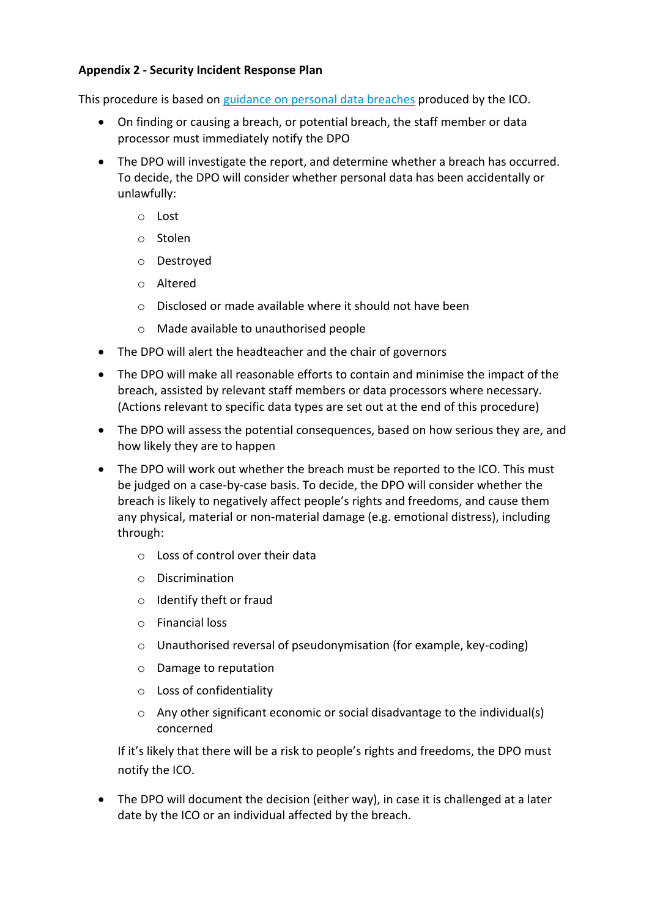**Appendix 2 - Security Incident Response Plan**

This procedure is based on [guidance on personal data breaches] produced by the ICO.

- On finding or causing a breach, or potential breach, the staff member or data processor must immediately notify the DPO
- The DPO will investigate the report, and determine whether a breach has occurred. To decide, the DPO will consider whether personal data has been accidentally or unlawfully:
    - Lost
    - Stolen
    - Destroyed
    - Altered
    - Disclosed or made available where it should not have been
    - Made available to unauthorised people
- The DPO will alert the headteacher and the chair of governors
- The DPO will make all reasonable efforts to contain and minimise the impact of the breach, assisted by relevant staff members or data processors where necessary. (Actions relevant to specific data types are set out at the end of this procedure)
- The DPO will assess the potential consequences, based on how serious they are, and how likely they are to happen
- The DPO will work out whether the breach must be reported to the ICO. This must be judged on a case-by-case basis. To decide, the DPO will consider whether the breach is likely to negatively affect people's rights and freedoms, and cause them any physical, material or non-material damage (e.g. emotional distress), including through:
    - Loss of control over their data
    - Discrimination
    - Identify theft or fraud
    - Financial loss
    - Unauthorised reversal of pseudonymisation (for example, key-coding)
    - Damage to reputation
    - Loss of confidentiality
    - Any other significant economic or social disadvantage to the individual(s) concerned

  If it's likely that there will be a risk to people's rights and freedoms, the DPO must notify the ICO.

- The DPO will document the decision (either way), in case it is challenged at a later date by the ICO or an individual affected by the breach.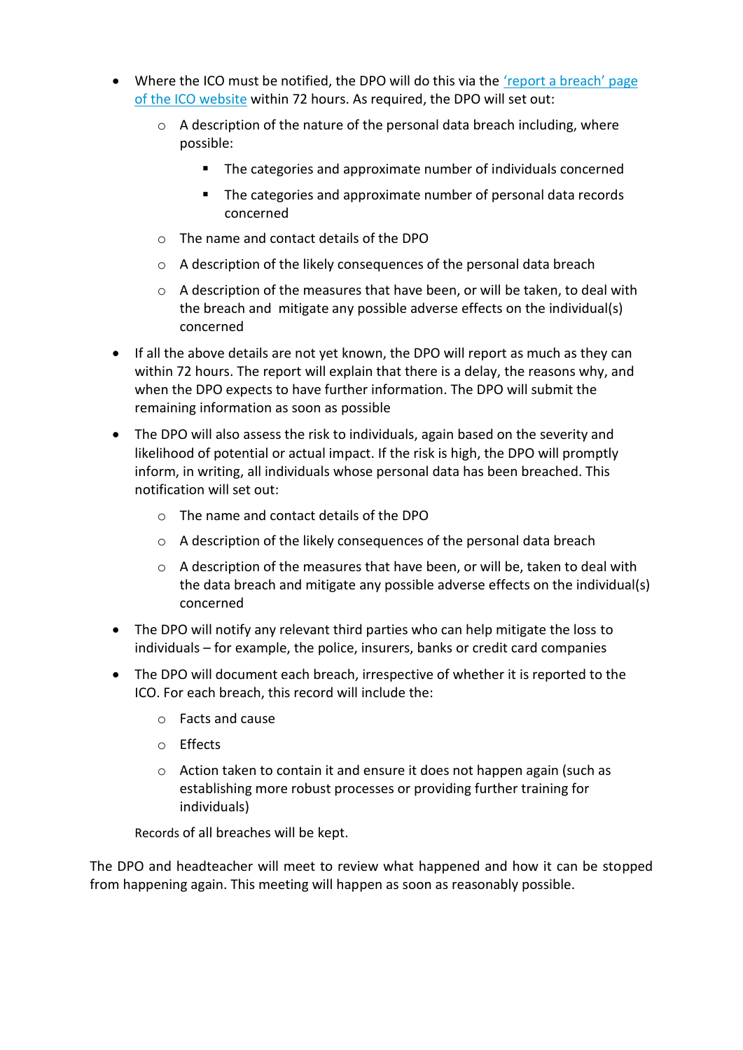- Where the ICO must be notified, the DPO will do this via the ['report a breach' page of the ICO website]() within 72 hours. As required, the DPO will set out:
    - A description of the nature of the personal data breach including, where possible:
        - The categories and approximate number of individuals concerned
        - The categories and approximate number of personal data records concerned
    - The name and contact details of the DPO
    - A description of the likely consequences of the personal data breach
    - A description of the measures that have been, or will be taken, to deal with the breach and mitigate any possible adverse effects on the individual(s) concerned
- If all the above details are not yet known, the DPO will report as much as they can within 72 hours. The report will explain that there is a delay, the reasons why, and when the DPO expects to have further information. The DPO will submit the remaining information as soon as possible
- The DPO will also assess the risk to individuals, again based on the severity and likelihood of potential or actual impact. If the risk is high, the DPO will promptly inform, in writing, all individuals whose personal data has been breached. This notification will set out:
    - The name and contact details of the DPO
    - A description of the likely consequences of the personal data breach
    - A description of the measures that have been, or will be, taken to deal with the data breach and mitigate any possible adverse effects on the individual(s) concerned
- The DPO will notify any relevant third parties who can help mitigate the loss to individuals – for example, the police, insurers, banks or credit card companies
- The DPO will document each breach, irrespective of whether it is reported to the ICO. For each breach, this record will include the:
    - Facts and cause
    - Effects
    - Action taken to contain it and ensure it does not happen again (such as establishing more robust processes or providing further training for individuals)

  Records of all breaches will be kept.

The DPO and headteacher will meet to review what happened and how it can be stopped from happening again. This meeting will happen as soon as reasonably possible.